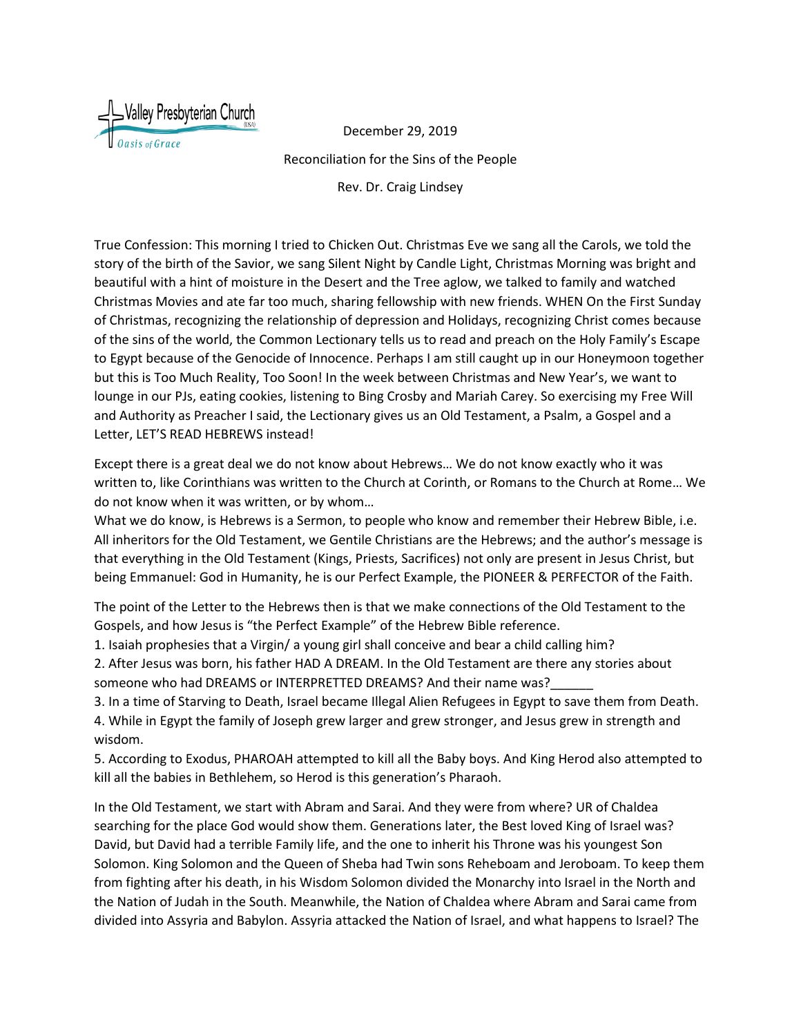Valley Presbyterian Church (USA)
*Oasis of Grace*

December 29, 2019

Reconciliation for the Sins of the People

Rev. Dr. Craig Lindsey

True Confession: This morning I tried to Chicken Out. Christmas Eve we sang all the Carols, we told the story of the birth of the Savior, we sang Silent Night by Candle Light, Christmas Morning was bright and beautiful with a hint of moisture in the Desert and the Tree aglow, we talked to family and watched Christmas Movies and ate far too much, sharing fellowship with new friends. WHEN On the First Sunday of Christmas, recognizing the relationship of depression and Holidays, recognizing Christ comes because of the sins of the world, the Common Lectionary tells us to read and preach on the Holy Family's Escape to Egypt because of the Genocide of Innocence. Perhaps I am still caught up in our Honeymoon together but this is Too Much Reality, Too Soon! In the week between Christmas and New Year's, we want to lounge in our PJs, eating cookies, listening to Bing Crosby and Mariah Carey. So exercising my Free Will and Authority as Preacher I said, the Lectionary gives us an Old Testament, a Psalm, a Gospel and a Letter, LET'S READ HEBREWS instead!

Except there is a great deal we do not know about Hebrews… We do not know exactly who it was written to, like Corinthians was written to the Church at Corinth, or Romans to the Church at Rome… We do not know when it was written, or by whom…

What we do know, is Hebrews is a Sermon, to people who know and remember their Hebrew Bible, i.e. All inheritors for the Old Testament, we Gentile Christians are the Hebrews; and the author's message is that everything in the Old Testament (Kings, Priests, Sacrifices) not only are present in Jesus Christ, but being Emmanuel: God in Humanity, he is our Perfect Example, the PIONEER & PERFECTOR of the Faith.

The point of the Letter to the Hebrews then is that we make connections of the Old Testament to the Gospels, and how Jesus is "the Perfect Example" of the Hebrew Bible reference.

1. Isaiah prophesies that a Virgin/ a young girl shall conceive and bear a child calling him?
2. After Jesus was born, his father HAD A DREAM. In the Old Testament are there any stories about someone who had DREAMS or INTERPRETTED DREAMS? And their name was?______
3. In a time of Starving to Death, Israel became Illegal Alien Refugees in Egypt to save them from Death.
4. While in Egypt the family of Joseph grew larger and grew stronger, and Jesus grew in strength and wisdom.
5. According to Exodus, PHAROAH attempted to kill all the Baby boys. And King Herod also attempted to kill all the babies in Bethlehem, so Herod is this generation's Pharaoh.

In the Old Testament, we start with Abram and Sarai. And they were from where? UR of Chaldea searching for the place God would show them. Generations later, the Best loved King of Israel was? David, but David had a terrible Family life, and the one to inherit his Throne was his youngest Son Solomon. King Solomon and the Queen of Sheba had Twin sons Reheboam and Jeroboam. To keep them from fighting after his death, in his Wisdom Solomon divided the Monarchy into Israel in the North and the Nation of Judah in the South. Meanwhile, the Nation of Chaldea where Abram and Sarai came from divided into Assyria and Babylon. Assyria attacked the Nation of Israel, and what happens to Israel? The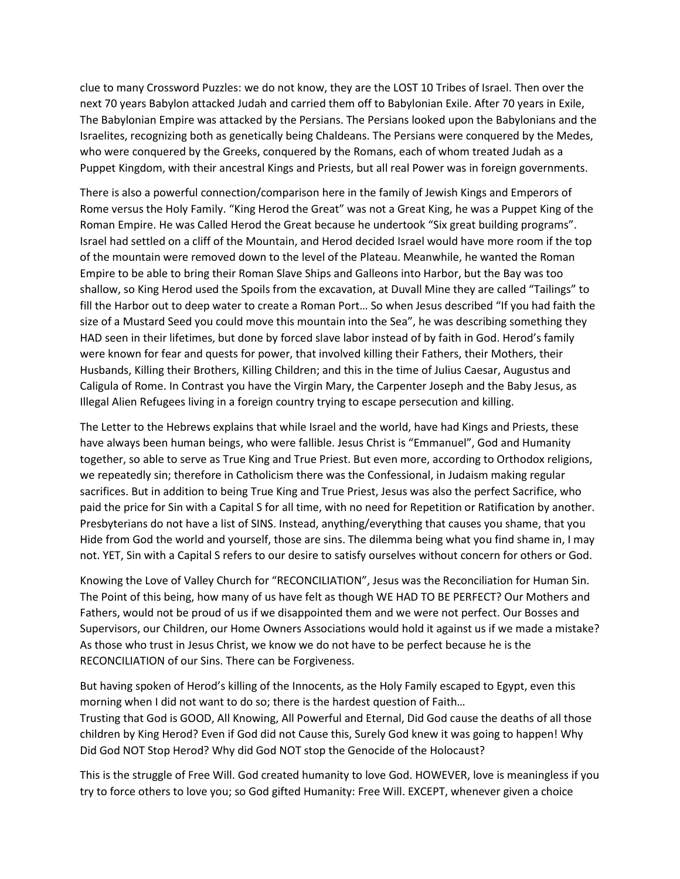clue to many Crossword Puzzles: we do not know, they are the LOST 10 Tribes of Israel. Then over the next 70 years Babylon attacked Judah and carried them off to Babylonian Exile. After 70 years in Exile, The Babylonian Empire was attacked by the Persians. The Persians looked upon the Babylonians and the Israelites, recognizing both as genetically being Chaldeans. The Persians were conquered by the Medes, who were conquered by the Greeks, conquered by the Romans, each of whom treated Judah as a Puppet Kingdom, with their ancestral Kings and Priests, but all real Power was in foreign governments.

There is also a powerful connection/comparison here in the family of Jewish Kings and Emperors of Rome versus the Holy Family. "King Herod the Great" was not a Great King, he was a Puppet King of the Roman Empire. He was Called Herod the Great because he undertook "Six great building programs". Israel had settled on a cliff of the Mountain, and Herod decided Israel would have more room if the top of the mountain were removed down to the level of the Plateau. Meanwhile, he wanted the Roman Empire to be able to bring their Roman Slave Ships and Galleons into Harbor, but the Bay was too shallow, so King Herod used the Spoils from the excavation, at Duvall Mine they are called "Tailings" to fill the Harbor out to deep water to create a Roman Port… So when Jesus described "If you had faith the size of a Mustard Seed you could move this mountain into the Sea", he was describing something they HAD seen in their lifetimes, but done by forced slave labor instead of by faith in God. Herod's family were known for fear and quests for power, that involved killing their Fathers, their Mothers, their Husbands, Killing their Brothers, Killing Children; and this in the time of Julius Caesar, Augustus and Caligula of Rome. In Contrast you have the Virgin Mary, the Carpenter Joseph and the Baby Jesus, as Illegal Alien Refugees living in a foreign country trying to escape persecution and killing.

The Letter to the Hebrews explains that while Israel and the world, have had Kings and Priests, these have always been human beings, who were fallible. Jesus Christ is "Emmanuel", God and Humanity together, so able to serve as True King and True Priest. But even more, according to Orthodox religions, we repeatedly sin; therefore in Catholicism there was the Confessional, in Judaism making regular sacrifices. But in addition to being True King and True Priest, Jesus was also the perfect Sacrifice, who paid the price for Sin with a Capital S for all time, with no need for Repetition or Ratification by another. Presbyterians do not have a list of SINS. Instead, anything/everything that causes you shame, that you Hide from God the world and yourself, those are sins. The dilemma being what you find shame in, I may not. YET, Sin with a Capital S refers to our desire to satisfy ourselves without concern for others or God.

Knowing the Love of Valley Church for "RECONCILIATION", Jesus was the Reconciliation for Human Sin. The Point of this being, how many of us have felt as though WE HAD TO BE PERFECT? Our Mothers and Fathers, would not be proud of us if we disappointed them and we were not perfect. Our Bosses and Supervisors, our Children, our Home Owners Associations would hold it against us if we made a mistake? As those who trust in Jesus Christ, we know we do not have to be perfect because he is the RECONCILIATION of our Sins. There can be Forgiveness.

But having spoken of Herod's killing of the Innocents, as the Holy Family escaped to Egypt, even this morning when I did not want to do so; there is the hardest question of Faith…
Trusting that God is GOOD, All Knowing, All Powerful and Eternal, Did God cause the deaths of all those children by King Herod? Even if God did not Cause this, Surely God knew it was going to happen! Why Did God NOT Stop Herod? Why did God NOT stop the Genocide of the Holocaust?

This is the struggle of Free Will. God created humanity to love God. HOWEVER, love is meaningless if you try to force others to love you; so God gifted Humanity: Free Will. EXCEPT, whenever given a choice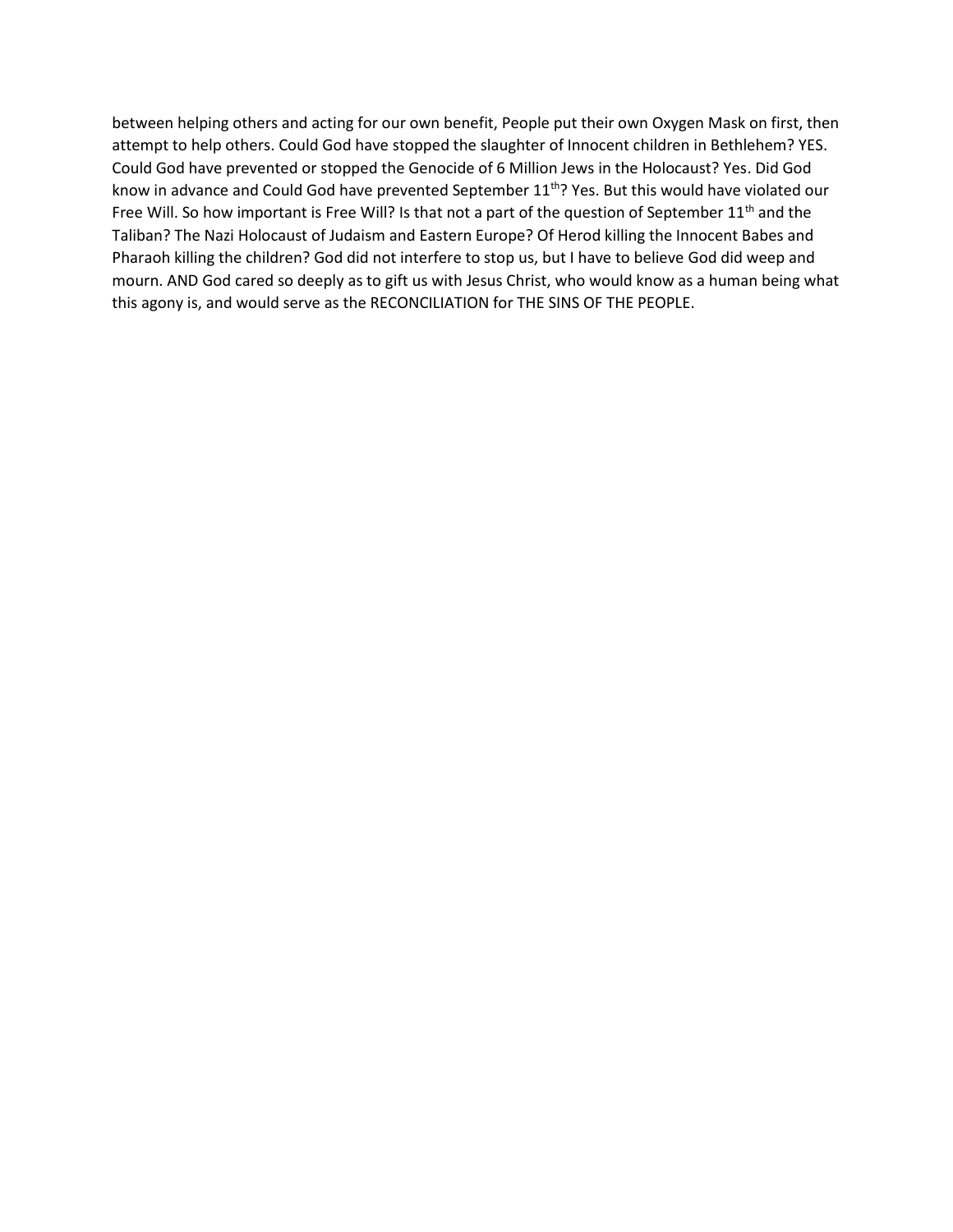between helping others and acting for our own benefit, People put their own Oxygen Mask on first, then attempt to help others. Could God have stopped the slaughter of Innocent children in Bethlehem? YES. Could God have prevented or stopped the Genocide of 6 Million Jews in the Holocaust? Yes. Did God know in advance and Could God have prevented September 11th? Yes. But this would have violated our Free Will. So how important is Free Will? Is that not a part of the question of September 11th and the Taliban? The Nazi Holocaust of Judaism and Eastern Europe? Of Herod killing the Innocent Babes and Pharaoh killing the children? God did not interfere to stop us, but I have to believe God did weep and mourn. AND God cared so deeply as to gift us with Jesus Christ, who would know as a human being what this agony is, and would serve as the RECONCILIATION for THE SINS OF THE PEOPLE.